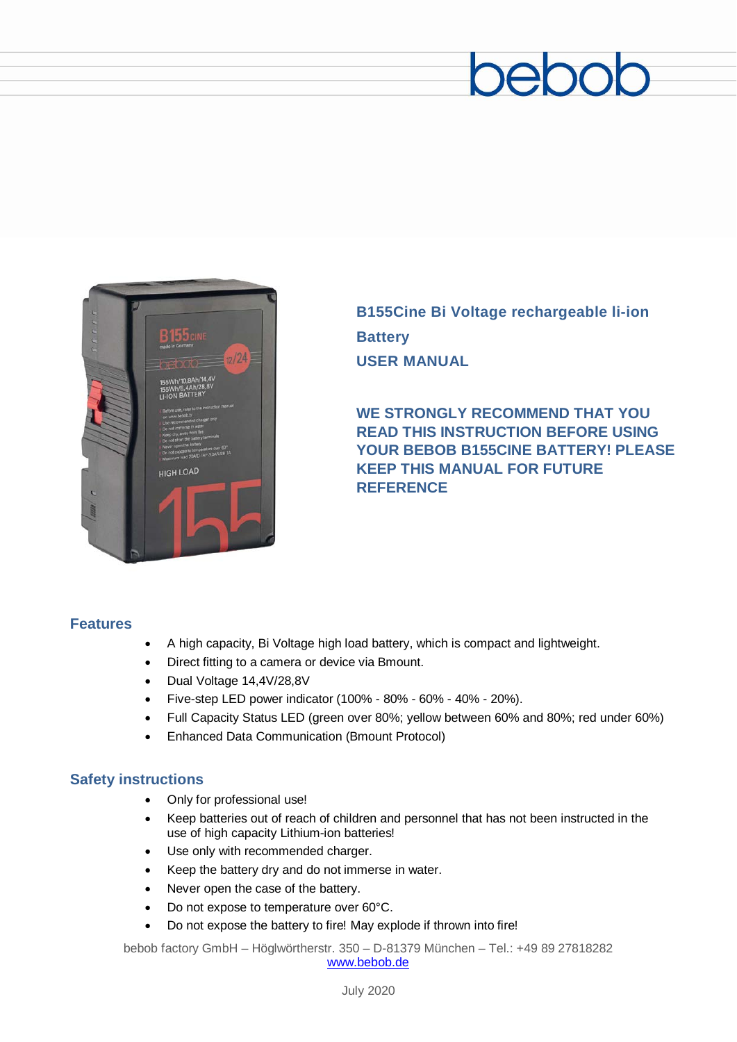bebob

**B155Cine Bi Voltage rechargeable li-ion Battery**

**USER MANUAL**

**WE STRONGLY RECOMMEND THAT YOU READ THIS INSTRUCTION BEFORE USING YOUR BEBOB B155CINE BATTERY! PLEASE KEEP THIS MANUAL FOR FUTURE REFERENCE**

## Features

- A high capacity, Bi Voltage high load battery, which is compact and lightweight.
- Direct fitting to a camera or device via Bmount.
- Dual Voltage 14,4V/28,8V
- Five-step LED power indicator (100% - 80% - 60% - 40% - 20%).
- Full Capacity Status LED (green over 80%; yellow between 60% and 80%; red under 60%)
- Enhanced Data Communication (Bmount Protocol)

## Safety instructions

- Only for professional use!
- Keep batteries out of reach of children and personnel that has not been instructed in the use of high capacity Lithium-ion batteries!
- Use only with recommended charger.
- Keep the battery dry and do not immerse in water.
- Never open the case of the battery.
- Do not expose to temperature over 60°C.
- Do not expose the battery to fire! May explode if thrown into fire!

bebob factory GmbH – Höglwörtherstr. 350 – D-81379 München – Tel.: +49 89 27818282
www.bebob.de

July 2020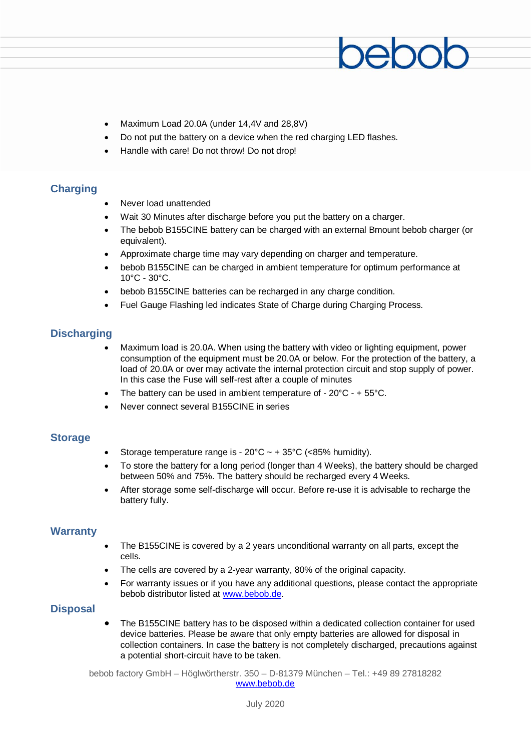- Maximum Load 20.0A (under 14,4V and 28,8V)
- Do not put the battery on a device when the red charging LED flashes.
- Handle with care! Do not throw! Do not drop!

## Charging

- Never load unattended
- Wait 30 Minutes after discharge before you put the battery on a charger.
- The bebob B155CINE battery can be charged with an external Bmount bebob charger (or equivalent).
- Approximate charge time may vary depending on charger and temperature.
- bebob B155CINE can be charged in ambient temperature for optimum performance at 10°C - 30°C.
- bebob B155CINE batteries can be recharged in any charge condition.
- Fuel Gauge Flashing led indicates State of Charge during Charging Process.

## Discharging

- Maximum load is 20.0A. When using the battery with video or lighting equipment, power consumption of the equipment must be 20.0A or below. For the protection of the battery, a load of 20.0A or over may activate the internal protection circuit and stop supply of power. In this case the Fuse will self-rest after a couple of minutes
- The battery can be used in ambient temperature of - 20°C - + 55°C.
- Never connect several B155CINE in series

## Storage

- Storage temperature range is - 20°C ~ + 35°C (<85% humidity).
- To store the battery for a long period (longer than 4 Weeks), the battery should be charged between 50% and 75%. The battery should be recharged every 4 Weeks.
- After storage some self-discharge will occur. Before re-use it is advisable to recharge the battery fully.

## Warranty

- The B155CINE is covered by a 2 years unconditional warranty on all parts, except the cells.
- The cells are covered by a 2-year warranty, 80% of the original capacity.
- For warranty issues or if you have any additional questions, please contact the appropriate bebob distributor listed at www.bebob.de.

## Disposal

- The B155CINE battery has to be disposed within a dedicated collection container for used device batteries. Please be aware that only empty batteries are allowed for disposal in collection containers. In case the battery is not completely discharged, precautions against a potential short-circuit have to be taken.

bebob factory GmbH – Höglwörtherstr. 350 – D-81379 München – Tel.: +49 89 27818282
www.bebob.de

July 2020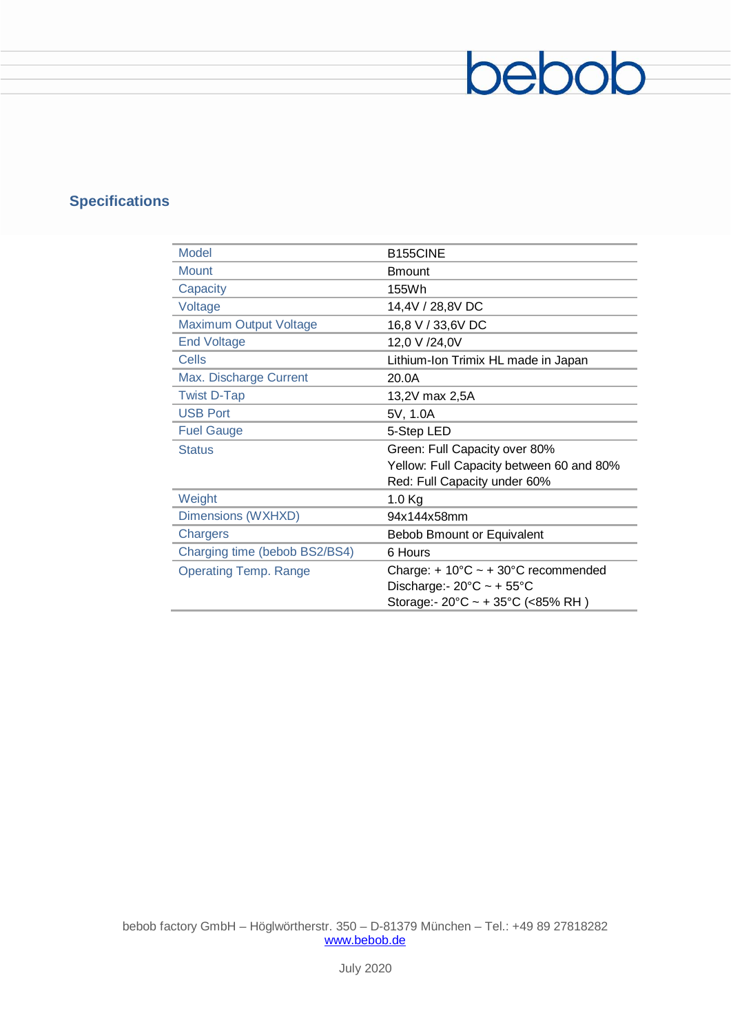bebob

## Specifications

| | |
|---|---|
| Model | B155CINE |
| Mount | Bmount |
| Capacity | 155Wh |
| Voltage | 14,4V / 28,8V DC |
| Maximum Output Voltage | 16,8 V / 33,6V DC |
| End Voltage | 12,0 V /24,0V |
| Cells | Lithium-Ion Trimix HL made in Japan |
| Max. Discharge Current | 20.0A |
| Twist D-Tap | 13,2V max 2,5A |
| USB Port | 5V, 1.0A |
| Fuel Gauge | 5-Step LED |
| Status | Green: Full Capacity over 80%<br>Yellow: Full Capacity between 60 and 80%<br>Red: Full Capacity under 60% |
| Weight | 1.0 Kg |
| Dimensions (WXHXD) | 94x144x58mm |
| Chargers | Bebob Bmount or Equivalent |
| Charging time (bebob BS2/BS4) | 6 Hours |
| Operating Temp. Range | Charge: + 10°C ~ + 30°C recommended<br>Discharge:- 20°C ~ + 55°C<br>Storage:- 20°C ~ + 35°C (<85% RH ) |

bebob factory GmbH – Höglwörtherstr. 350 – D-81379 München – Tel.: +49 89 27818282
www.bebob.de

July 2020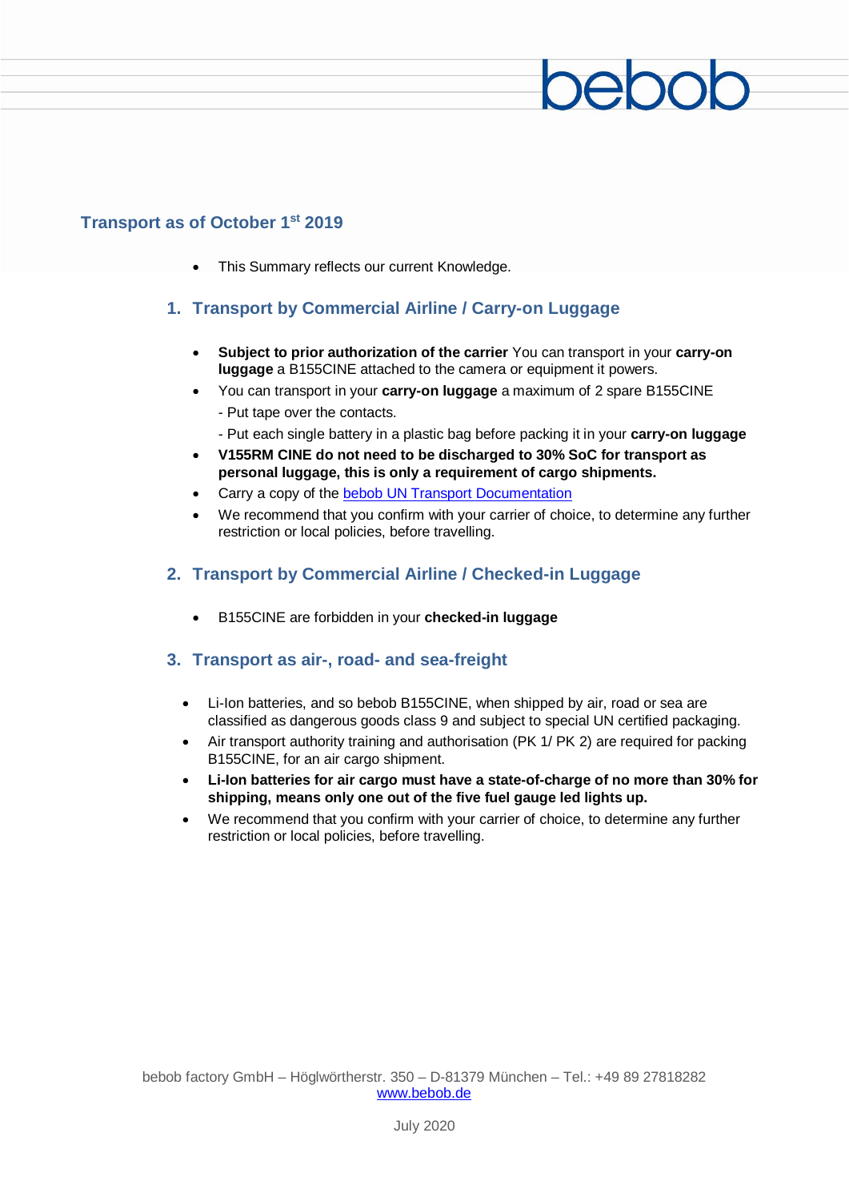bebob

## Transport as of October 1st 2019

- This Summary reflects our current Knowledge.

### 1. Transport by Commercial Airline / Carry-on Luggage

- **Subject to prior authorization of the carrier** You can transport in your **carry-on luggage** a B155CINE attached to the camera or equipment it powers.
- You can transport in your **carry-on luggage** a maximum of 2 spare B155CINE
  - Put tape over the contacts.
  - Put each single battery in a plastic bag before packing it in your **carry-on luggage**
- **V155RM CINE do not need to be discharged to 30% SoC for transport as personal luggage, this is only a requirement of cargo shipments.**
- Carry a copy of the [bebob UN Transport Documentation]
- We recommend that you confirm with your carrier of choice, to determine any further restriction or local policies, before travelling.

### 2. Transport by Commercial Airline / Checked-in Luggage

- B155CINE are forbidden in your **checked-in luggage**

### 3. Transport as air-, road- and sea-freight

- Li-Ion batteries, and so bebob B155CINE, when shipped by air, road or sea are classified as dangerous goods class 9 and subject to special UN certified packaging.
- Air transport authority training and authorisation (PK 1/ PK 2) are required for packing B155CINE, for an air cargo shipment.
- **Li-Ion batteries for air cargo must have a state-of-charge of no more than 30% for shipping, means only one out of the five fuel gauge led lights up.**
- We recommend that you confirm with your carrier of choice, to determine any further restriction or local policies, before travelling.

bebob factory GmbH – Höglwörtherstr. 350 – D-81379 München – Tel.: +49 89 27818282
www.bebob.de

July 2020